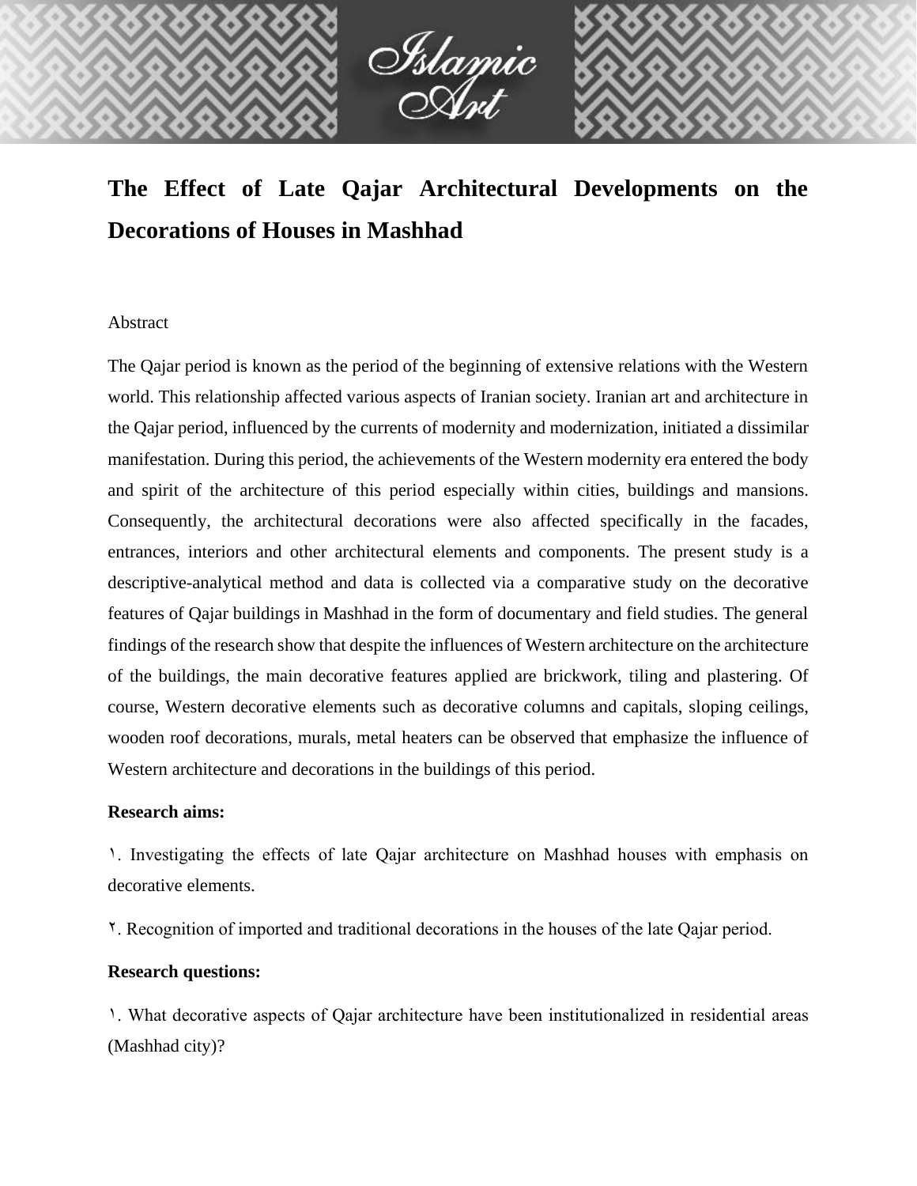# The Effect of Late Qajar Architectural Developments on the Decorations of Houses in Mashhad

Abstract

The Qajar period is known as the period of the beginning of extensive relations with the Western world. This relationship affected various aspects of Iranian society. Iranian art and architecture in the Qajar period, influenced by the currents of modernity and modernization, initiated a dissimilar manifestation. During this period, the achievements of the Western modernity era entered the body and spirit of the architecture of this period especially within cities, buildings and mansions. Consequently, the architectural decorations were also affected specifically in the facades, entrances, interiors and other architectural elements and components. The present study is a descriptive-analytical method and data is collected via a comparative study on the decorative features of Qajar buildings in Mashhad in the form of documentary and field studies. The general findings of the research show that despite the influences of Western architecture on the architecture of the buildings, the main decorative features applied are brickwork, tiling and plastering. Of course, Western decorative elements such as decorative columns and capitals, sloping ceilings, wooden roof decorations, murals, metal heaters can be observed that emphasize the influence of Western architecture and decorations in the buildings of this period.

**Research aims:**

١. Investigating the effects of late Qajar architecture on Mashhad houses with emphasis on decorative elements.

٢. Recognition of imported and traditional decorations in the houses of the late Qajar period.

**Research questions:**

١. What decorative aspects of Qajar architecture have been institutionalized in residential areas (Mashhad city)?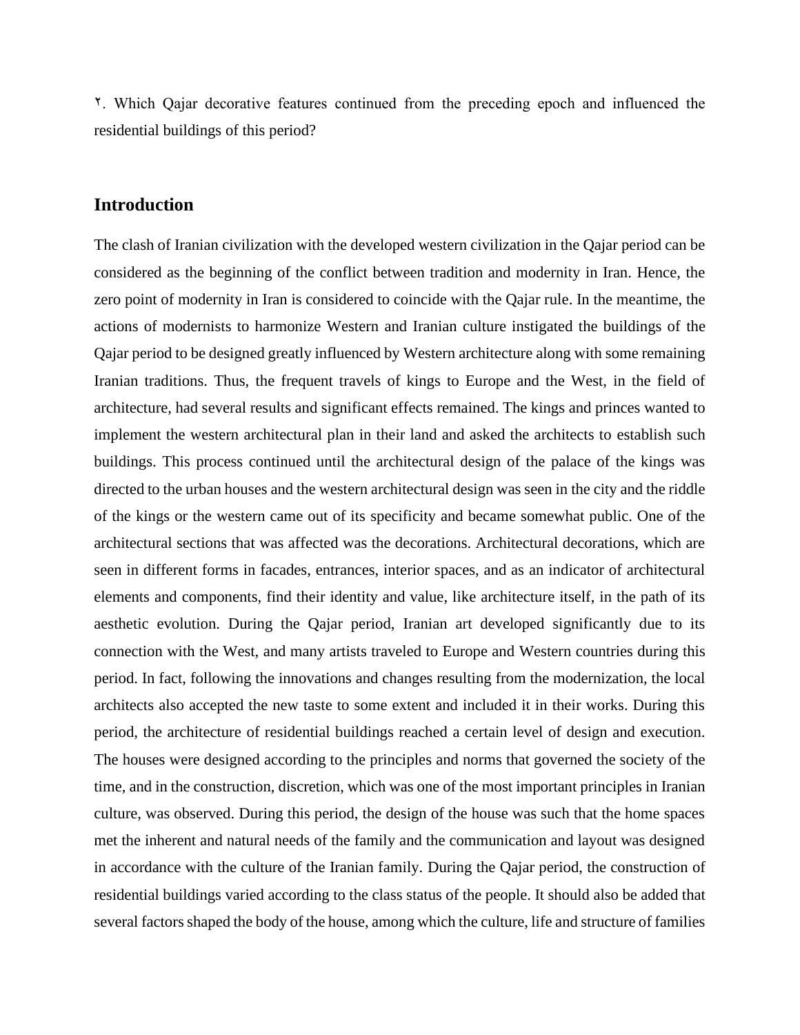٢. Which Qajar decorative features continued from the preceding epoch and influenced the residential buildings of this period?

## Introduction

The clash of Iranian civilization with the developed western civilization in the Qajar period can be considered as the beginning of the conflict between tradition and modernity in Iran. Hence, the zero point of modernity in Iran is considered to coincide with the Qajar rule. In the meantime, the actions of modernists to harmonize Western and Iranian culture instigated the buildings of the Qajar period to be designed greatly influenced by Western architecture along with some remaining Iranian traditions. Thus, the frequent travels of kings to Europe and the West, in the field of architecture, had several results and significant effects remained. The kings and princes wanted to implement the western architectural plan in their land and asked the architects to establish such buildings. This process continued until the architectural design of the palace of the kings was directed to the urban houses and the western architectural design was seen in the city and the riddle of the kings or the western came out of its specificity and became somewhat public. One of the architectural sections that was affected was the decorations. Architectural decorations, which are seen in different forms in facades, entrances, interior spaces, and as an indicator of architectural elements and components, find their identity and value, like architecture itself, in the path of its aesthetic evolution. During the Qajar period, Iranian art developed significantly due to its connection with the West, and many artists traveled to Europe and Western countries during this period. In fact, following the innovations and changes resulting from the modernization, the local architects also accepted the new taste to some extent and included it in their works. During this period, the architecture of residential buildings reached a certain level of design and execution. The houses were designed according to the principles and norms that governed the society of the time, and in the construction, discretion, which was one of the most important principles in Iranian culture, was observed. During this period, the design of the house was such that the home spaces met the inherent and natural needs of the family and the communication and layout was designed in accordance with the culture of the Iranian family. During the Qajar period, the construction of residential buildings varied according to the class status of the people. It should also be added that several factors shaped the body of the house, among which the culture, life and structure of families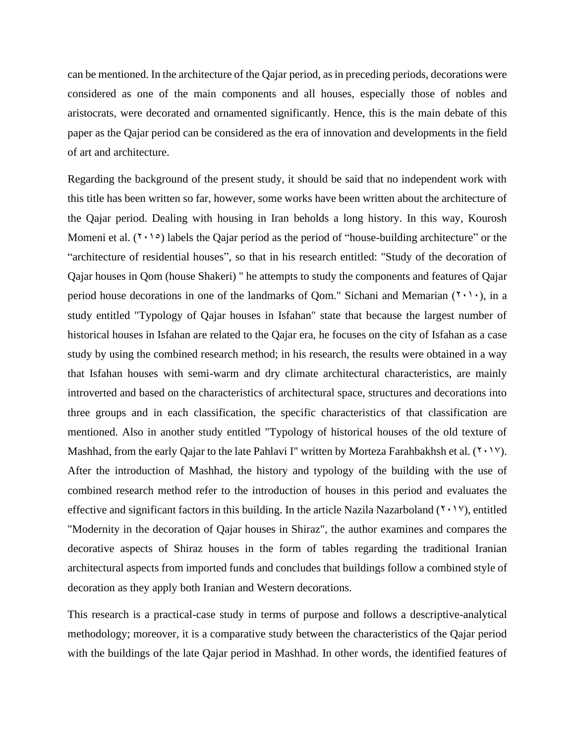can be mentioned. In the architecture of the Qajar period, as in preceding periods, decorations were considered as one of the main components and all houses, especially those of nobles and aristocrats, were decorated and ornamented significantly. Hence, this is the main debate of this paper as the Qajar period can be considered as the era of innovation and developments in the field of art and architecture.

Regarding the background of the present study, it should be said that no independent work with this title has been written so far, however, some works have been written about the architecture of the Qajar period. Dealing with housing in Iran beholds a long history. In this way, Kourosh Momeni et al. (۲۰۱۵) labels the Qajar period as the period of "house-building architecture" or the "architecture of residential houses", so that in his research entitled: "Study of the decoration of Qajar houses in Qom (house Shakeri) " he attempts to study the components and features of Qajar period house decorations in one of the landmarks of Qom." Sichani and Memarian (۲۰۱۰), in a study entitled "Typology of Qajar houses in Isfahan" state that because the largest number of historical houses in Isfahan are related to the Qajar era, he focuses on the city of Isfahan as a case study by using the combined research method; in his research, the results were obtained in a way that Isfahan houses with semi-warm and dry climate architectural characteristics, are mainly introverted and based on the characteristics of architectural space, structures and decorations into three groups and in each classification, the specific characteristics of that classification are mentioned. Also in another study entitled "Typology of historical houses of the old texture of Mashhad, from the early Qajar to the late Pahlavi I" written by Morteza Farahbakhsh et al. (۲۰۱۷). After the introduction of Mashhad, the history and typology of the building with the use of combined research method refer to the introduction of houses in this period and evaluates the effective and significant factors in this building. In the article Nazila Nazarboland (۲۰۱۷), entitled "Modernity in the decoration of Qajar houses in Shiraz", the author examines and compares the decorative aspects of Shiraz houses in the form of tables regarding the traditional Iranian architectural aspects from imported funds and concludes that buildings follow a combined style of decoration as they apply both Iranian and Western decorations.

This research is a practical-case study in terms of purpose and follows a descriptive-analytical methodology; moreover, it is a comparative study between the characteristics of the Qajar period with the buildings of the late Qajar period in Mashhad. In other words, the identified features of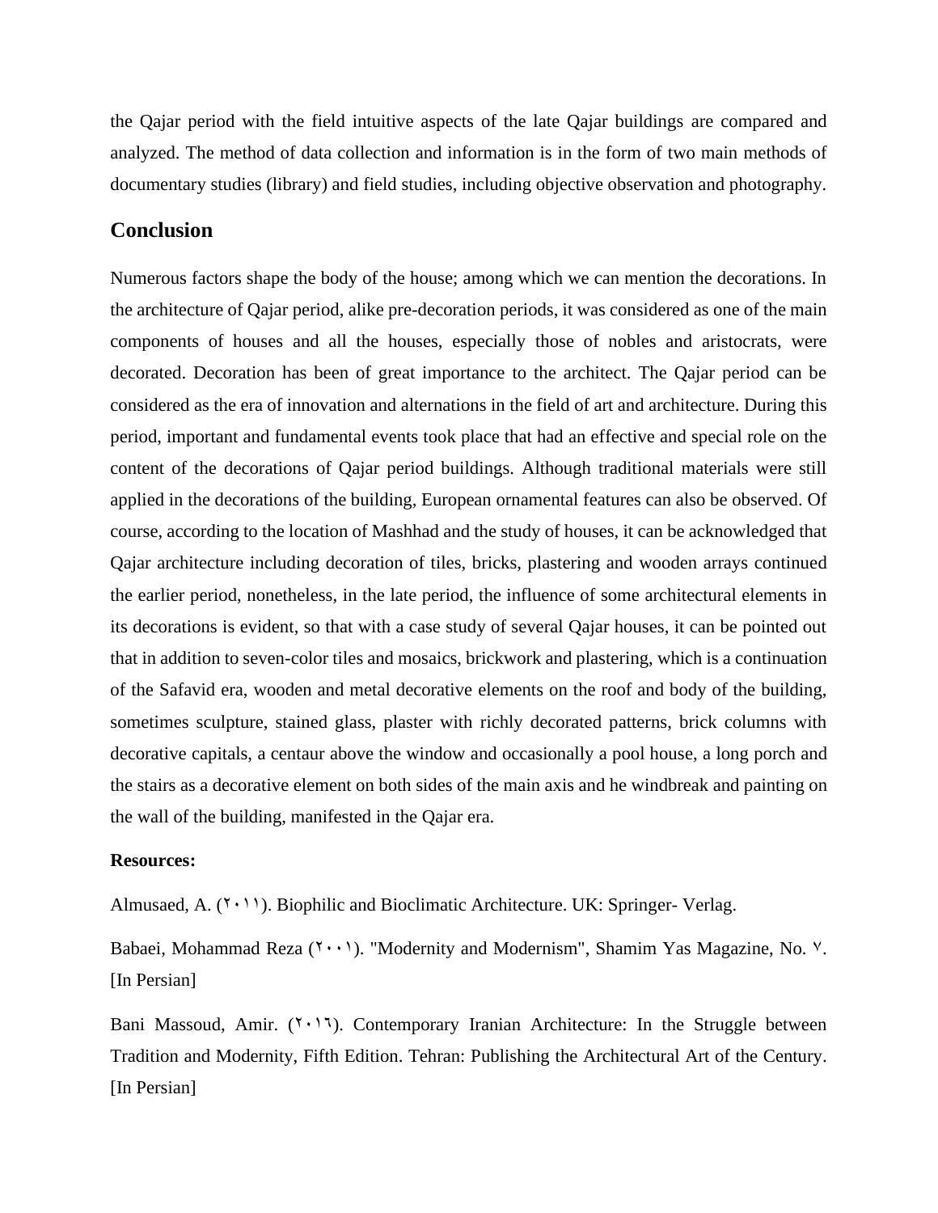the Qajar period with the field intuitive aspects of the late Qajar buildings are compared and analyzed. The method of data collection and information is in the form of two main methods of documentary studies (library) and field studies, including objective observation and photography.

## Conclusion

Numerous factors shape the body of the house; among which we can mention the decorations. In the architecture of Qajar period, alike pre-decoration periods, it was considered as one of the main components of houses and all the houses, especially those of nobles and aristocrats, were decorated. Decoration has been of great importance to the architect. The Qajar period can be considered as the era of innovation and alternations in the field of art and architecture. During this period, important and fundamental events took place that had an effective and special role on the content of the decorations of Qajar period buildings. Although traditional materials were still applied in the decorations of the building, European ornamental features can also be observed. Of course, according to the location of Mashhad and the study of houses, it can be acknowledged that Qajar architecture including decoration of tiles, bricks, plastering and wooden arrays continued the earlier period, nonetheless, in the late period, the influence of some architectural elements in its decorations is evident, so that with a case study of several Qajar houses, it can be pointed out that in addition to seven-color tiles and mosaics, brickwork and plastering, which is a continuation of the Safavid era, wooden and metal decorative elements on the roof and body of the building, sometimes sculpture, stained glass, plaster with richly decorated patterns, brick columns with decorative capitals, a centaur above the window and occasionally a pool house, a long porch and the stairs as a decorative element on both sides of the main axis and he windbreak and painting on the wall of the building, manifested in the Qajar era.

**Resources:**

Almusaed, A. (۲۰۱۱). Biophilic and Bioclimatic Architecture. UK: Springer- Verlag.

Babaei, Mohammad Reza (۲۰۰۱). "Modernity and Modernism", Shamim Yas Magazine, No. ۷. [In Persian]

Bani Massoud, Amir. (۲۰۱٦). Contemporary Iranian Architecture: In the Struggle between Tradition and Modernity, Fifth Edition. Tehran: Publishing the Architectural Art of the Century. [In Persian]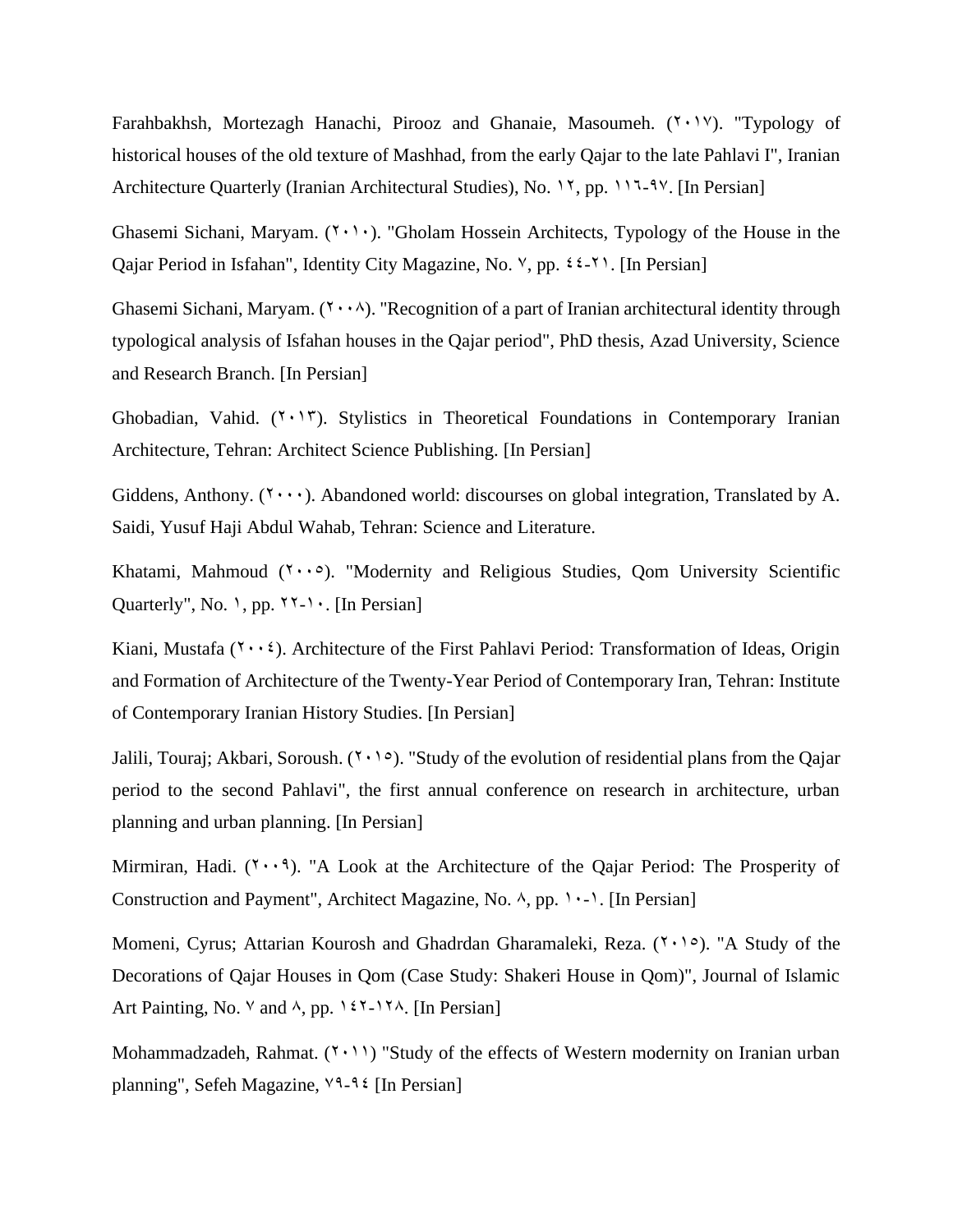Farahbakhsh, Mortezagh Hanachi, Pirooz and Ghanaie, Masoumeh. (٢٠١٧). "Typology of historical houses of the old texture of Mashhad, from the early Qajar to the late Pahlavi I", Iranian Architecture Quarterly (Iranian Architectural Studies), No. ١٢, pp. ١١٦-٩٧. [In Persian]

Ghasemi Sichani, Maryam. (٢٠١٠). "Gholam Hossein Architects, Typology of the House in the Qajar Period in Isfahan", Identity City Magazine, No. ٧, pp. ٤٤-٢١. [In Persian]

Ghasemi Sichani, Maryam. (٢٠٠٨). "Recognition of a part of Iranian architectural identity through typological analysis of Isfahan houses in the Qajar period", PhD thesis, Azad University, Science and Research Branch. [In Persian]

Ghobadian, Vahid. (٢٠١٣). Stylistics in Theoretical Foundations in Contemporary Iranian Architecture, Tehran: Architect Science Publishing. [In Persian]

Giddens, Anthony. (٢٠٠٠). Abandoned world: discourses on global integration, Translated by A. Saidi, Yusuf Haji Abdul Wahab, Tehran: Science and Literature.

Khatami, Mahmoud (٢٠٠٥). "Modernity and Religious Studies, Qom University Scientific Quarterly", No. ١, pp. ٢٢-١٠. [In Persian]

Kiani, Mustafa (٢٠٠٤). Architecture of the First Pahlavi Period: Transformation of Ideas, Origin and Formation of Architecture of the Twenty-Year Period of Contemporary Iran, Tehran: Institute of Contemporary Iranian History Studies. [In Persian]

Jalili, Touraj; Akbari, Soroush. (٢٠١٥). "Study of the evolution of residential plans from the Qajar period to the second Pahlavi", the first annual conference on research in architecture, urban planning and urban planning. [In Persian]

Mirmiran, Hadi. (٢٠٠٩). "A Look at the Architecture of the Qajar Period: The Prosperity of Construction and Payment", Architect Magazine, No. ٨, pp. ١٠-١. [In Persian]

Momeni, Cyrus; Attarian Kourosh and Ghadrdan Gharamaleki, Reza. (٢٠١٥). "A Study of the Decorations of Qajar Houses in Qom (Case Study: Shakeri House in Qom)", Journal of Islamic Art Painting, No. ٧ and ٨, pp. ١٤٢-١٢٨. [In Persian]

Mohammadzadeh, Rahmat. (٢٠١١) "Study of the effects of Western modernity on Iranian urban planning", Sefeh Magazine, ٧٩-٩٤ [In Persian]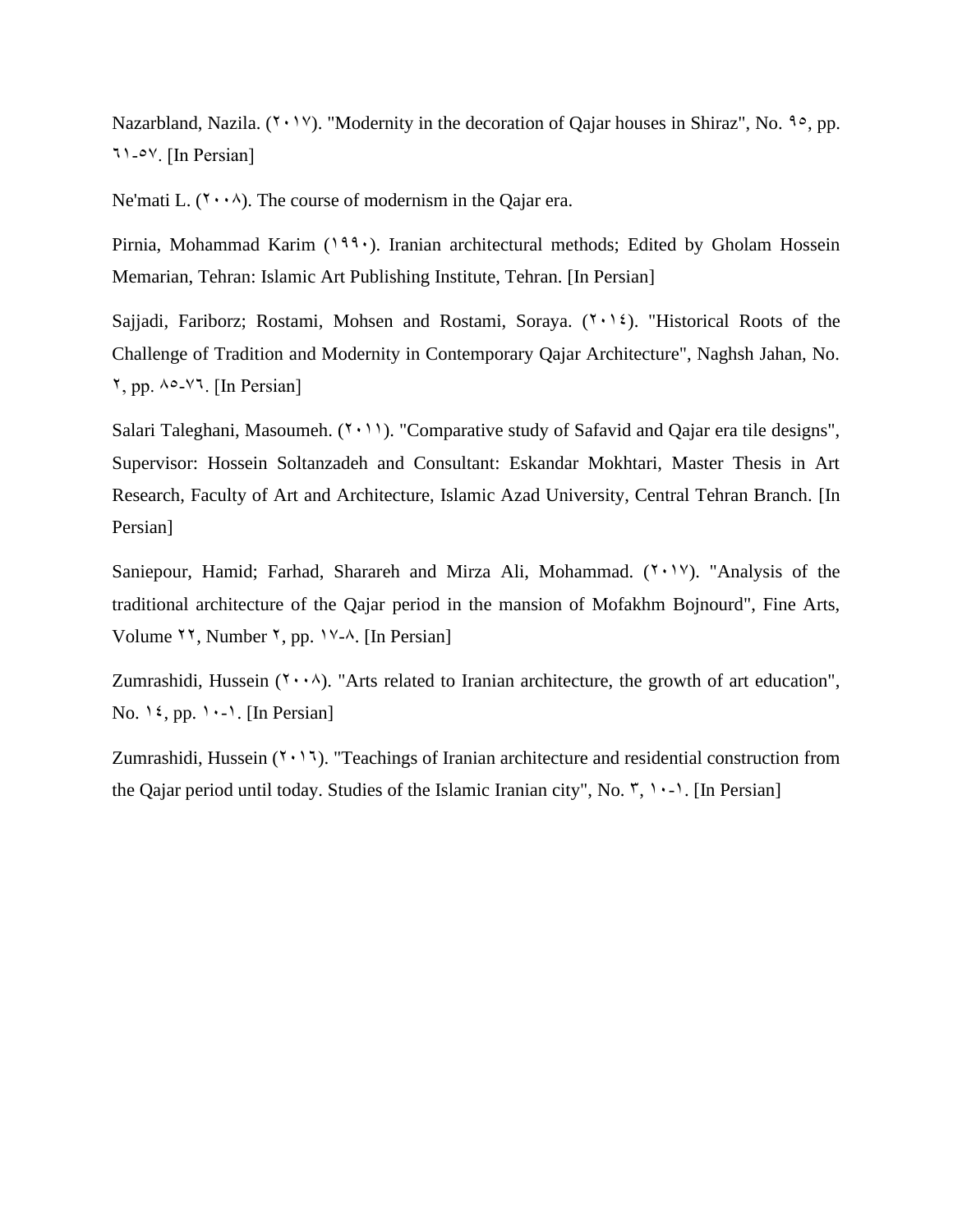Nazarbland, Nazila. (۲۰۱۷). "Modernity in the decoration of Qajar houses in Shiraz", No. ۹۵, pp. ٦١-٥٧. [In Persian]

Ne'mati L. (۲۰۰۸). The course of modernism in the Qajar era.

Pirnia, Mohammad Karim (۱۹۹۰). Iranian architectural methods; Edited by Gholam Hossein Memarian, Tehran: Islamic Art Publishing Institute, Tehran. [In Persian]

Sajjadi, Fariborz; Rostami, Mohsen and Rostami, Soraya. (٢٠١٤). "Historical Roots of the Challenge of Tradition and Modernity in Contemporary Qajar Architecture", Naghsh Jahan, No. ۲, pp. ٨٥-٧٦. [In Persian]

Salari Taleghani, Masoumeh. (۲۰۱۱). "Comparative study of Safavid and Qajar era tile designs", Supervisor: Hossein Soltanzadeh and Consultant: Eskandar Mokhtari, Master Thesis in Art Research, Faculty of Art and Architecture, Islamic Azad University, Central Tehran Branch. [In Persian]

Saniepour, Hamid; Farhad, Sharareh and Mirza Ali, Mohammad. (۲۰۱۷). "Analysis of the traditional architecture of the Qajar period in the mansion of Mofakhm Bojnourd", Fine Arts, Volume ۲۲, Number ۲, pp. ۱۷-۸. [In Persian]

Zumrashidi, Hussein (۲۰۰۸). "Arts related to Iranian architecture, the growth of art education", No. ١٤, pp. ۱۰-۱. [In Persian]

Zumrashidi, Hussein (٢٠١٦). "Teachings of Iranian architecture and residential construction from the Qajar period until today. Studies of the Islamic Iranian city", No. ۳, ۱۰-۱. [In Persian]